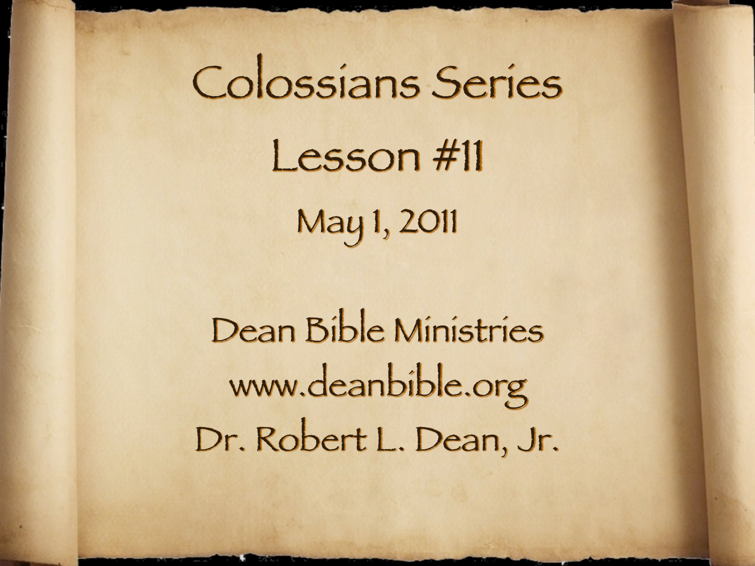# Colossians Series

## Lesson #11

May 1, 2011

Dean Bible Ministries

www.deanbible.org

Dr. Robert L. Dean, Jr.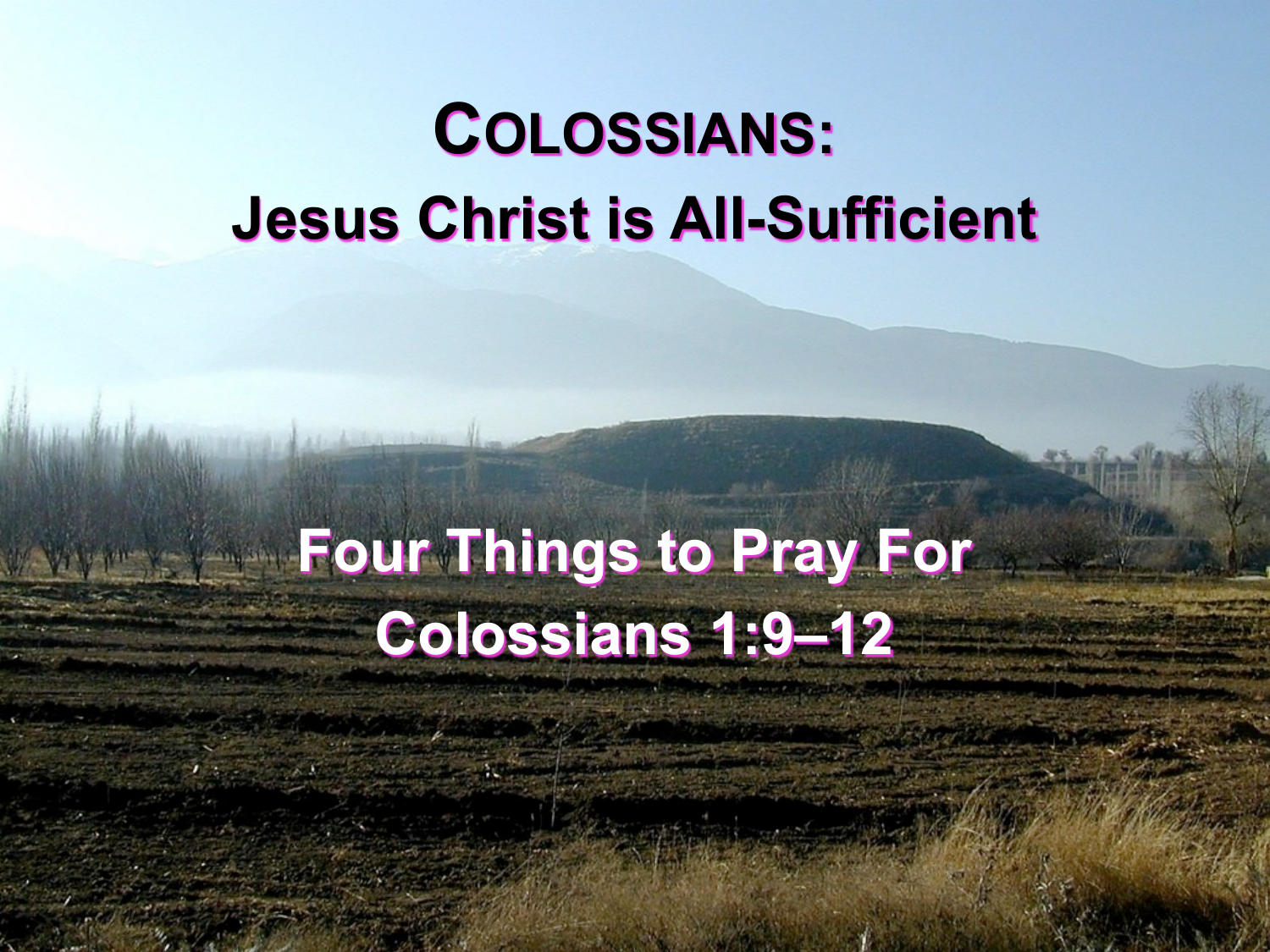# COLOSSIANS:

## Jesus Christ is All-Sufficient

## Four Things to Pray For

## Colossians 1:9–12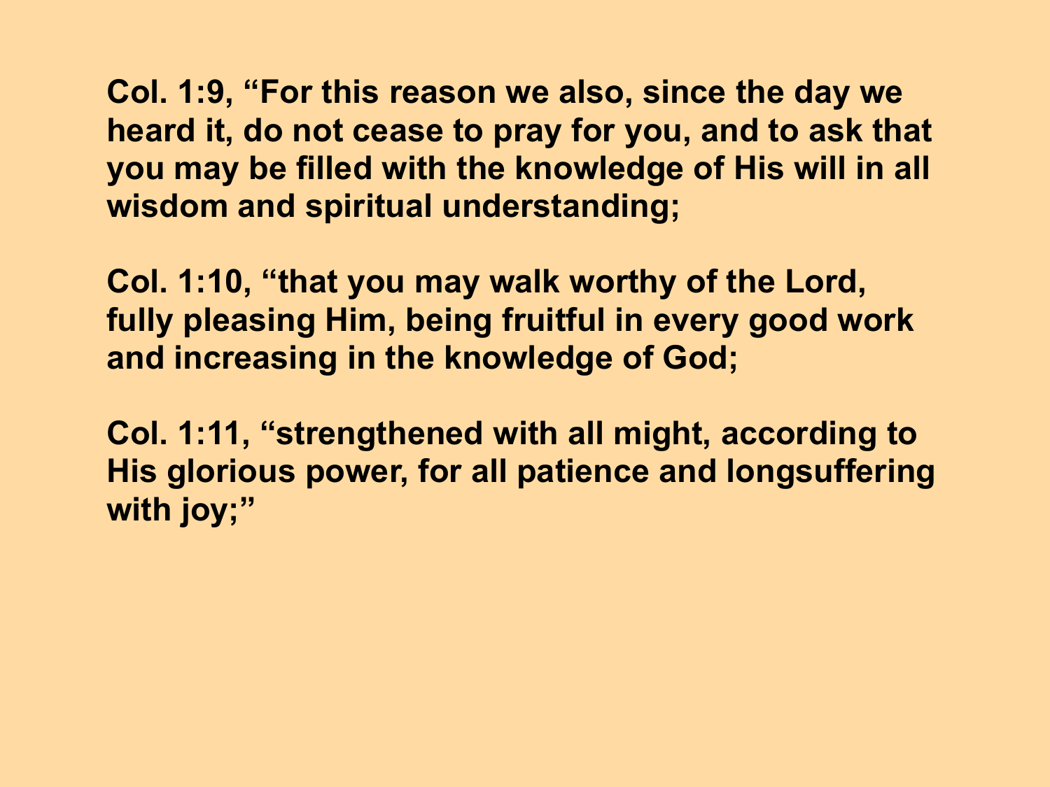**Col. 1:9, "For this reason we also, since the day we heard it, do not cease to pray for you, and to ask that you may be filled with the knowledge of His will in all wisdom and spiritual understanding;**

**Col. 1:10, "that you may walk worthy of the Lord, fully pleasing Him, being fruitful in every good work and increasing in the knowledge of God;**

**Col. 1:11, "strengthened with all might, according to His glorious power, for all patience and longsuffering with joy;"**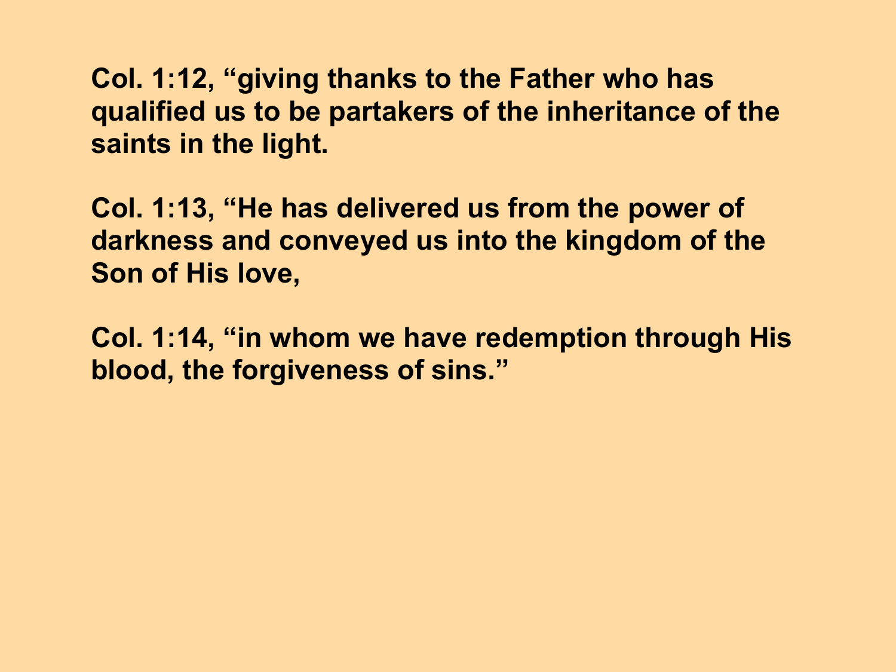**Col. 1:12, "giving thanks to the Father who has qualified us to be partakers of the inheritance of the saints in the light.**

**Col. 1:13, "He has delivered us from the power of darkness and conveyed us into the kingdom of the Son of His love,**

**Col. 1:14, "in whom we have redemption through His blood, the forgiveness of sins."**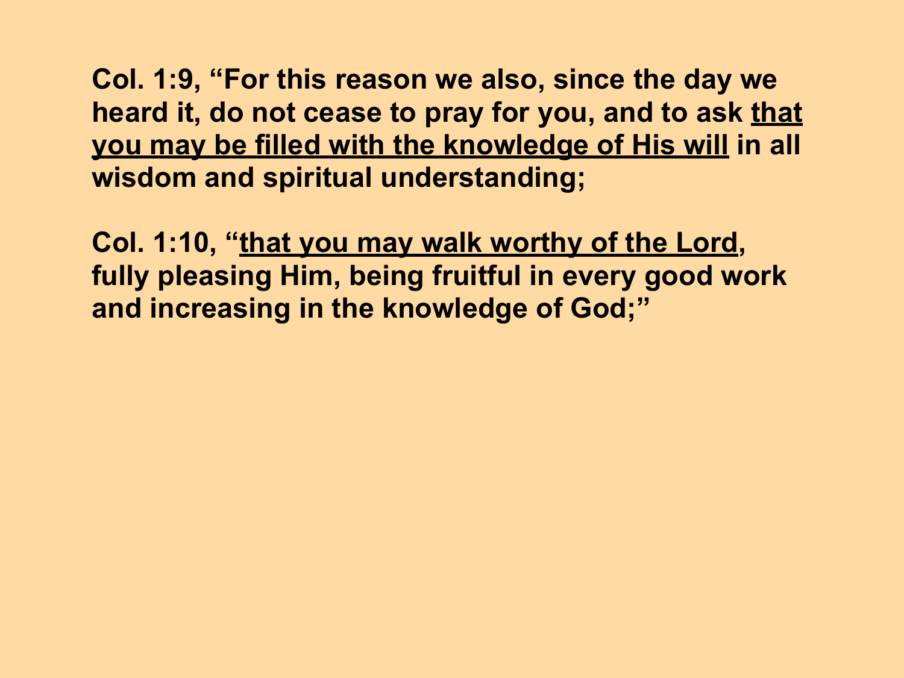**Col. 1:9, "For this reason we also, since the day we heard it, do not cease to pray for you, and to ask <u>that you may be filled with the knowledge of His will</u> in all wisdom and spiritual understanding;**

**Col. 1:10, "<u>that you may walk worthy of the Lord</u>, fully pleasing Him, being fruitful in every good work and increasing in the knowledge of God;"**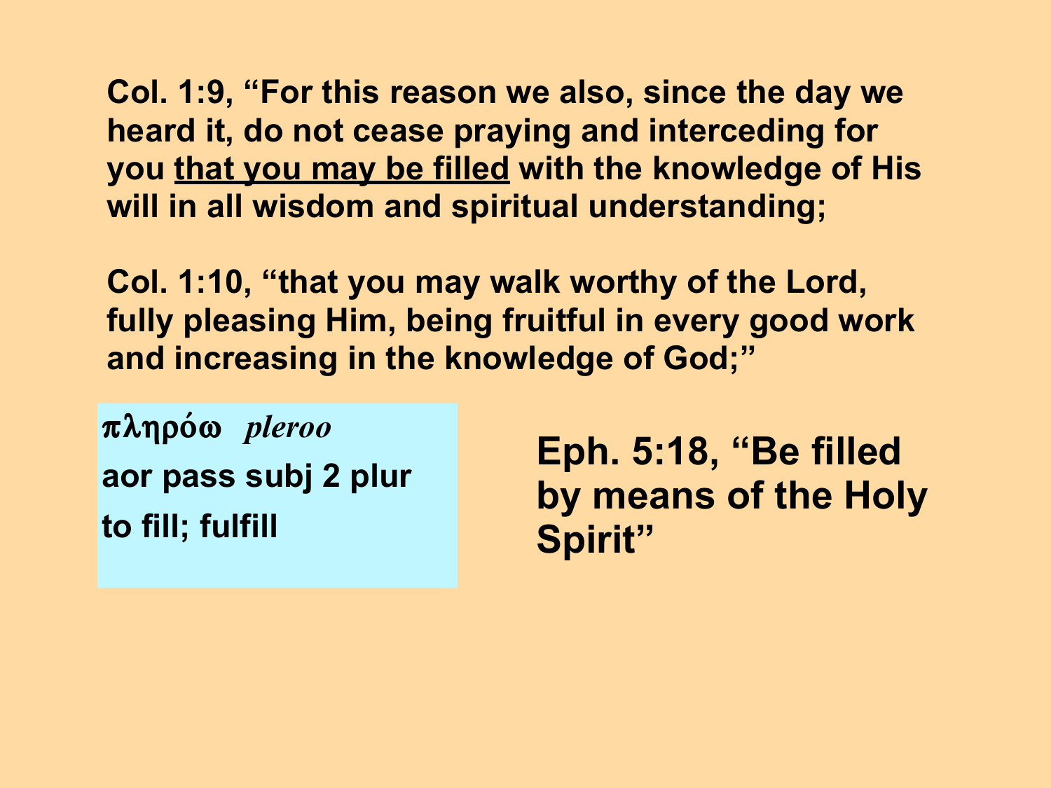**Col. 1:9, "For this reason we also, since the day we heard it, do not cease praying and interceding for you <u>that you may be filled</u> with the knowledge of His will in all wisdom and spiritual understanding;**

**Col. 1:10, "that you may walk worthy of the Lord, fully pleasing Him, being fruitful in every good work and increasing in the knowledge of God;"**

**πληρόω** *pleroo*

**aor pass subj 2 plur**

**to fill; fulfill**

**Eph. 5:18, "Be filled by means of the Holy Spirit"**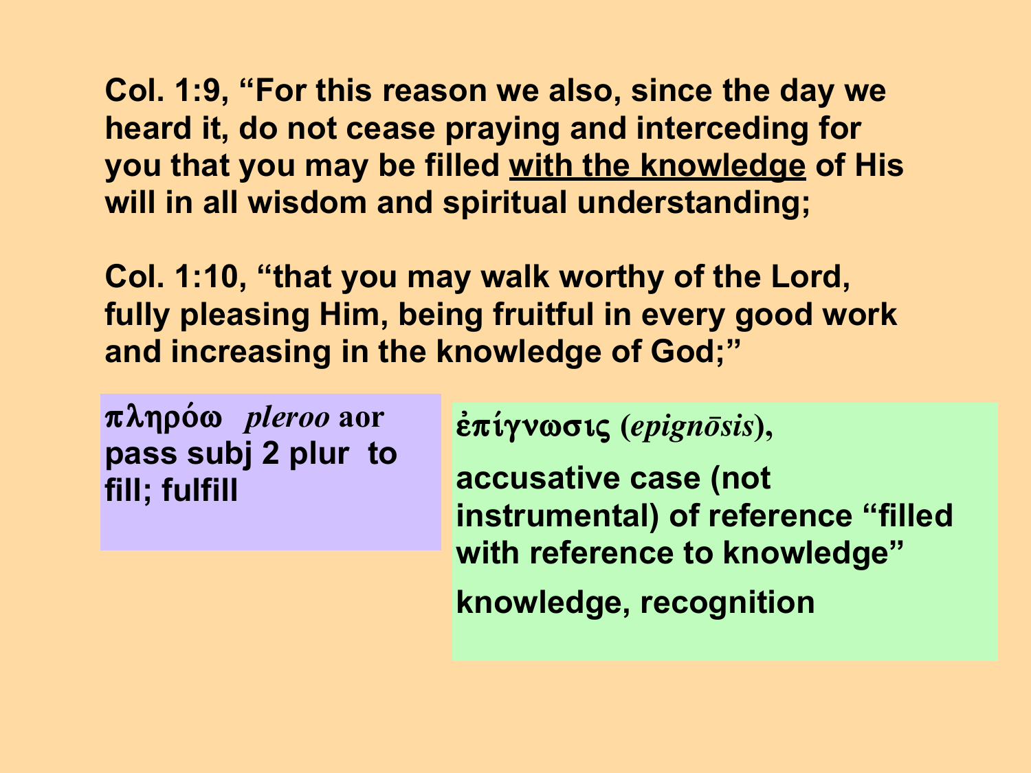**Col. 1:9, "For this reason we also, since the day we heard it, do not cease praying and interceding for you that you may be filled <u>with the knowledge</u> of His will in all wisdom and spiritual understanding;**

**Col. 1:10, "that you may walk worthy of the Lord, fully pleasing Him, being fruitful in every good work and increasing in the knowledge of God;"**

**πληρόω** ***pleroo*** **aor pass subj 2 plur to fill; fulfill**

**ἐπίγνωσις (*epignōsis*),**

**accusative case (not instrumental) of reference "filled with reference to knowledge"**

**knowledge, recognition**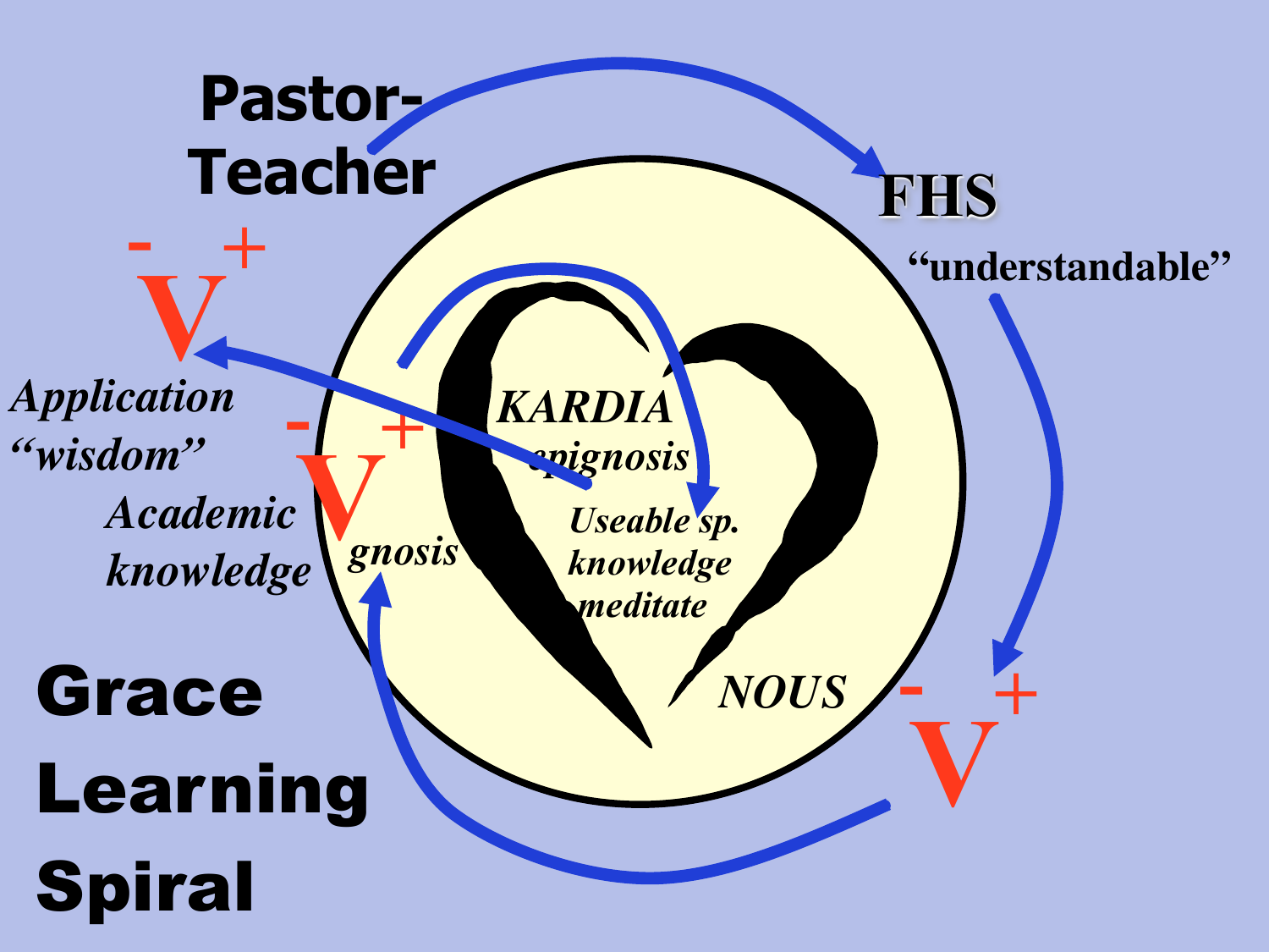# Grace Learning Spiral

**Pastor-Teacher**

**FHS**

"understandable"

$^{-}$V$^{+}$

*gnosis*

*Academic knowledge*

$^{-}$V$^{+}$

*KARDIA*

*epignosis*

*Useable sp. knowledge*

*meditate*

*NOUS*

$^{-}$V$^{+}$

*Application "wisdom"*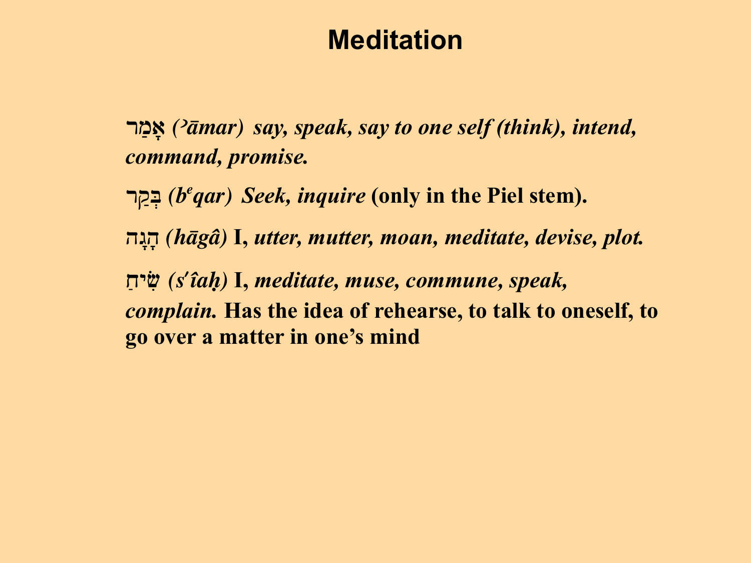# Meditation

אָמַר *(ʾāmar) say, speak, say to one self (think), intend, command, promise.*

בְּקַר *(bᵉqar) Seek, inquire* **(only in the Piel stem).**

הָגָה *(hāgâ)* **I,** *utter, mutter, moan, meditate, devise, plot.*

שִׂיחַ *(sʹîaḥ)* **I,** *meditate, muse, commune, speak, complain.* **Has the idea of rehearse, to talk to oneself, to go over a matter in one's mind**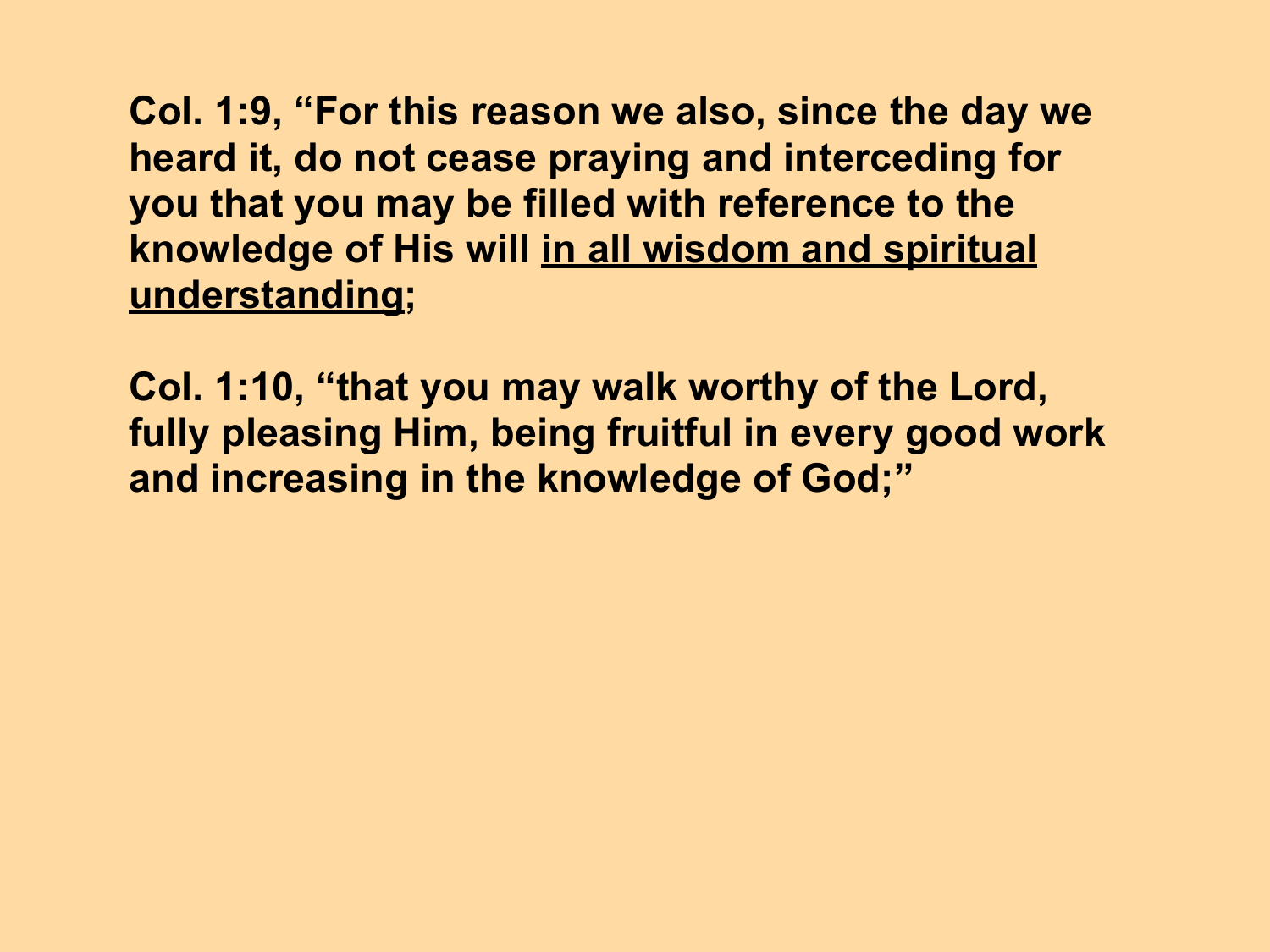**Col. 1:9, “For this reason we also, since the day we heard it, do not cease praying and interceding for you that you may be filled with reference to the knowledge of His will <u>in all wisdom and spiritual understanding</u>;**

**Col. 1:10, “that you may walk worthy of the Lord, fully pleasing Him, being fruitful in every good work and increasing in the knowledge of God;”**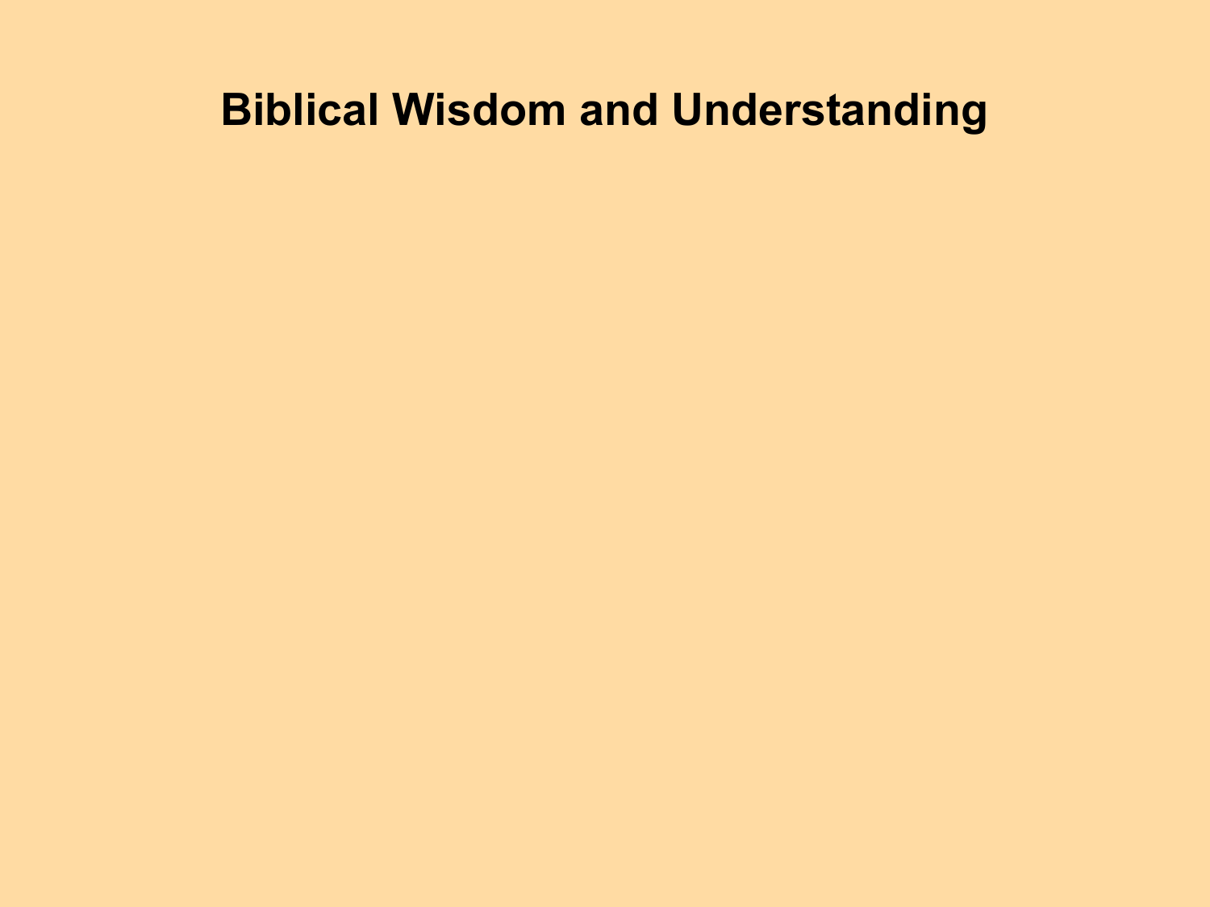# Biblical Wisdom and Understanding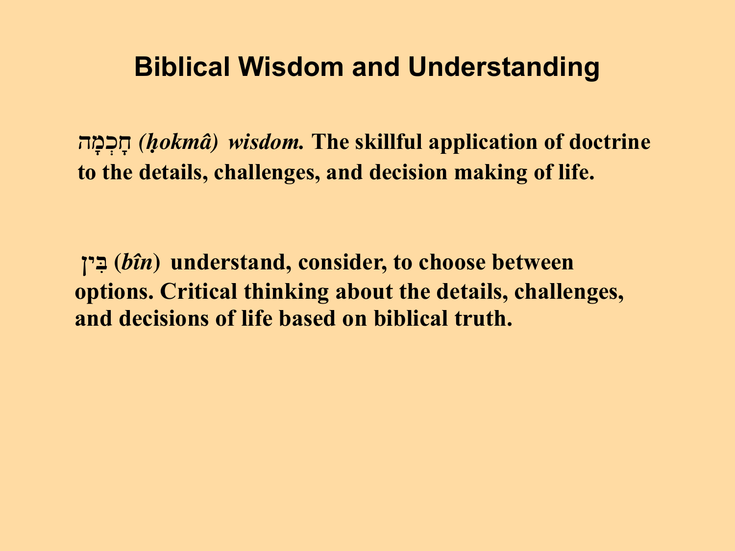# Biblical Wisdom and Understanding

**חָכְמָה *(ḥokmâ) wisdom.* The skillful application of doctrine to the details, challenges, and decision making of life.**

**בִּין (*bîn*) understand, consider, to choose between options. Critical thinking about the details, challenges, and decisions of life based on biblical truth.**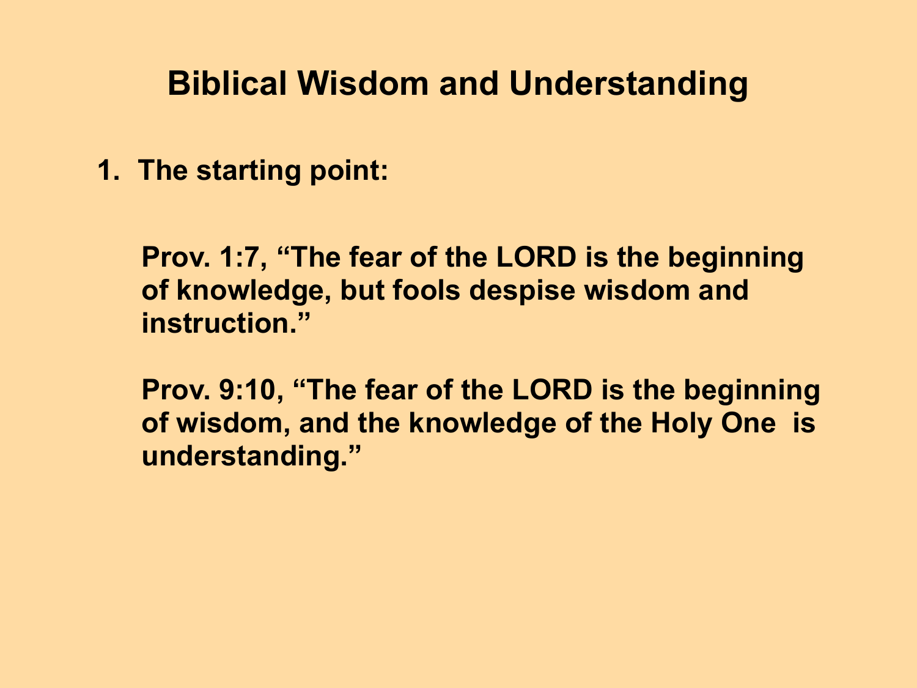# Biblical Wisdom and Understanding

1. **The starting point:**

   **Prov. 1:7, "The fear of the LORD is the beginning of knowledge, but fools despise wisdom and instruction."**

   **Prov. 9:10, "The fear of the LORD is the beginning of wisdom, and the knowledge of the Holy One is understanding."**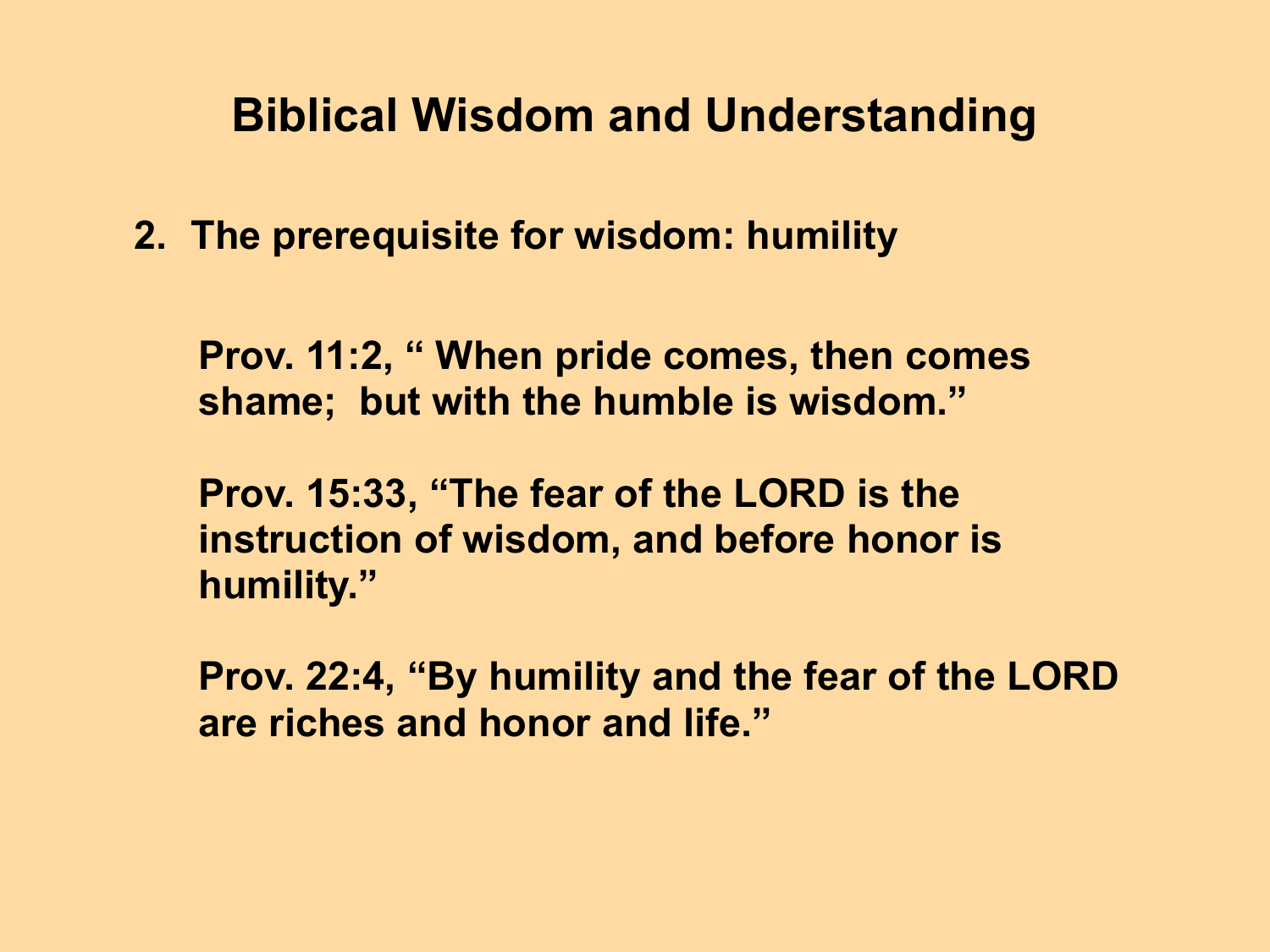# Biblical Wisdom and Understanding

2. **The prerequisite for wisdom: humility**

**Prov. 11:2, " When pride comes, then comes shame; but with the humble is wisdom."**

**Prov. 15:33, "The fear of the LORD is the instruction of wisdom, and before honor is humility."**

**Prov. 22:4, "By humility and the fear of the LORD are riches and honor and life."**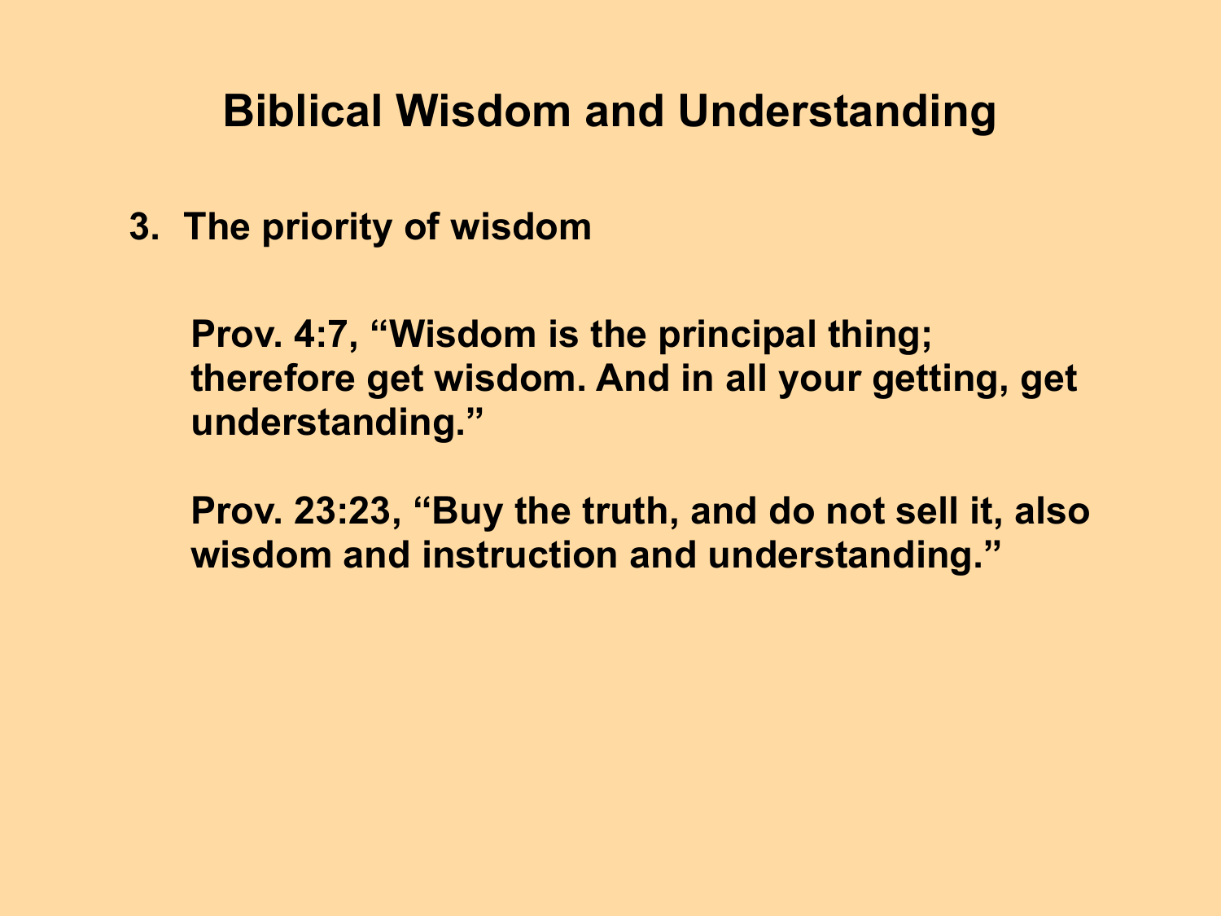# Biblical Wisdom and Understanding

3. **The priority of wisdom**

   **Prov. 4:7, “Wisdom is the principal thing; therefore get wisdom. And in all your getting, get understanding.”**

   **Prov. 23:23, “Buy the truth, and do not sell it, also wisdom and instruction and understanding.”**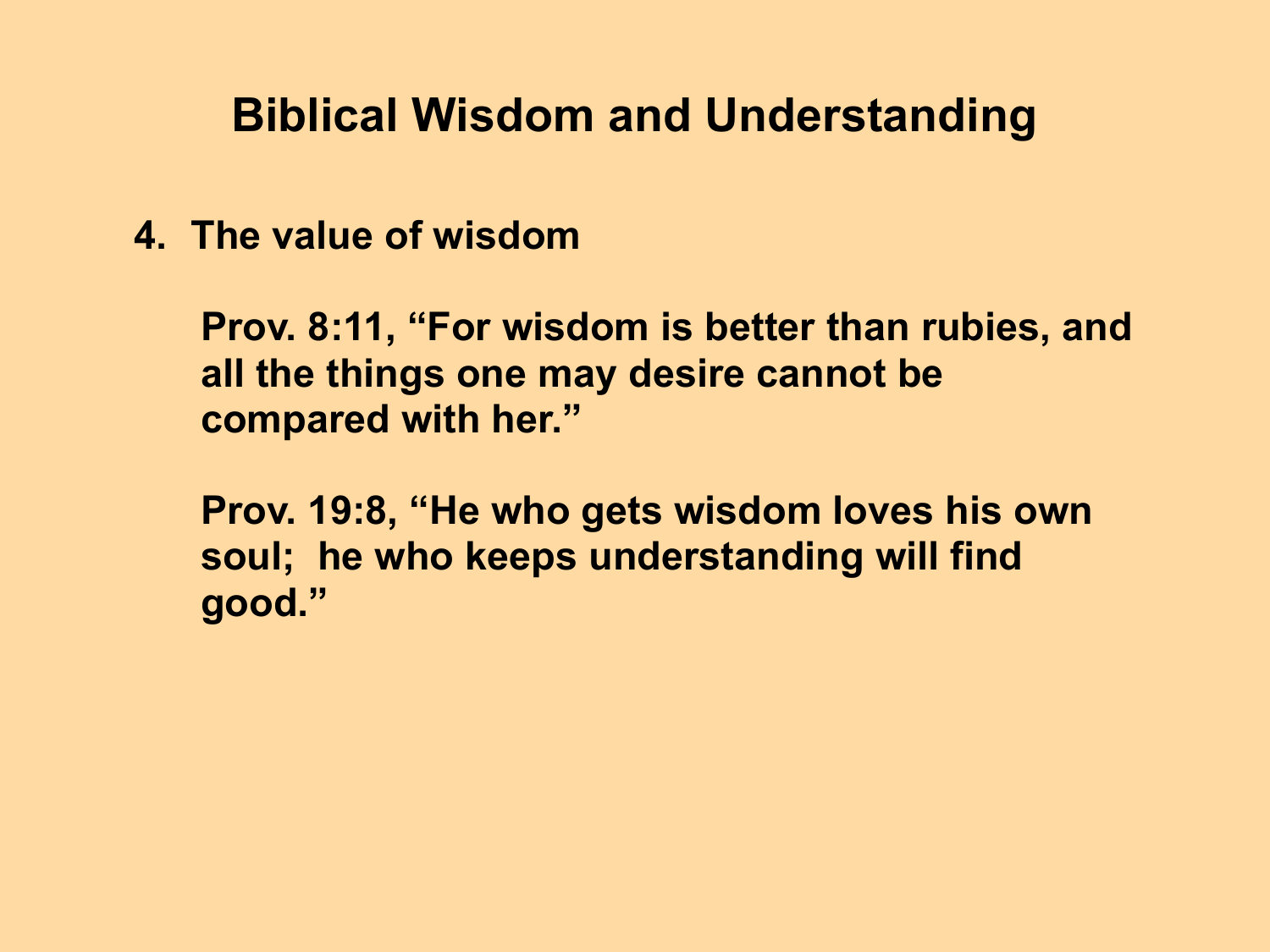# Biblical Wisdom and Understanding

4. **The value of wisdom**

   **Prov. 8:11, "For wisdom is better than rubies, and all the things one may desire cannot be compared with her."**

   **Prov. 19:8, "He who gets wisdom loves his own soul; he who keeps understanding will find good."**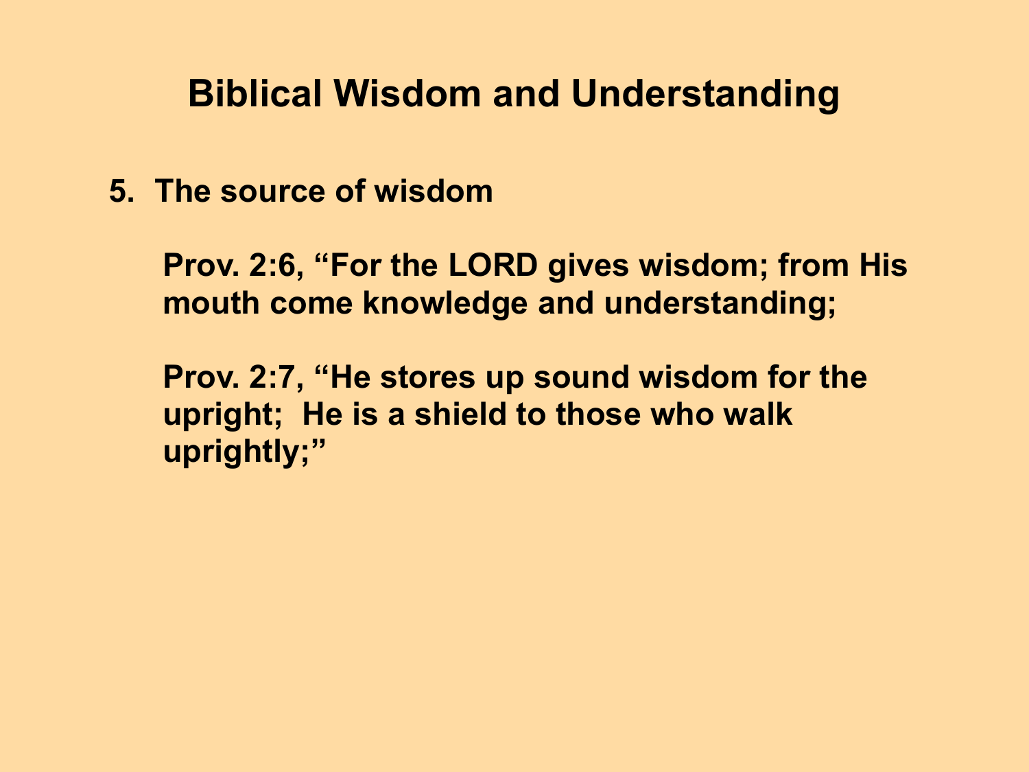# Biblical Wisdom and Understanding

5. The source of wisdom

   Prov. 2:6, “For the LORD gives wisdom; from His mouth come knowledge and understanding;

   Prov. 2:7, “He stores up sound wisdom for the upright; He is a shield to those who walk uprightly;”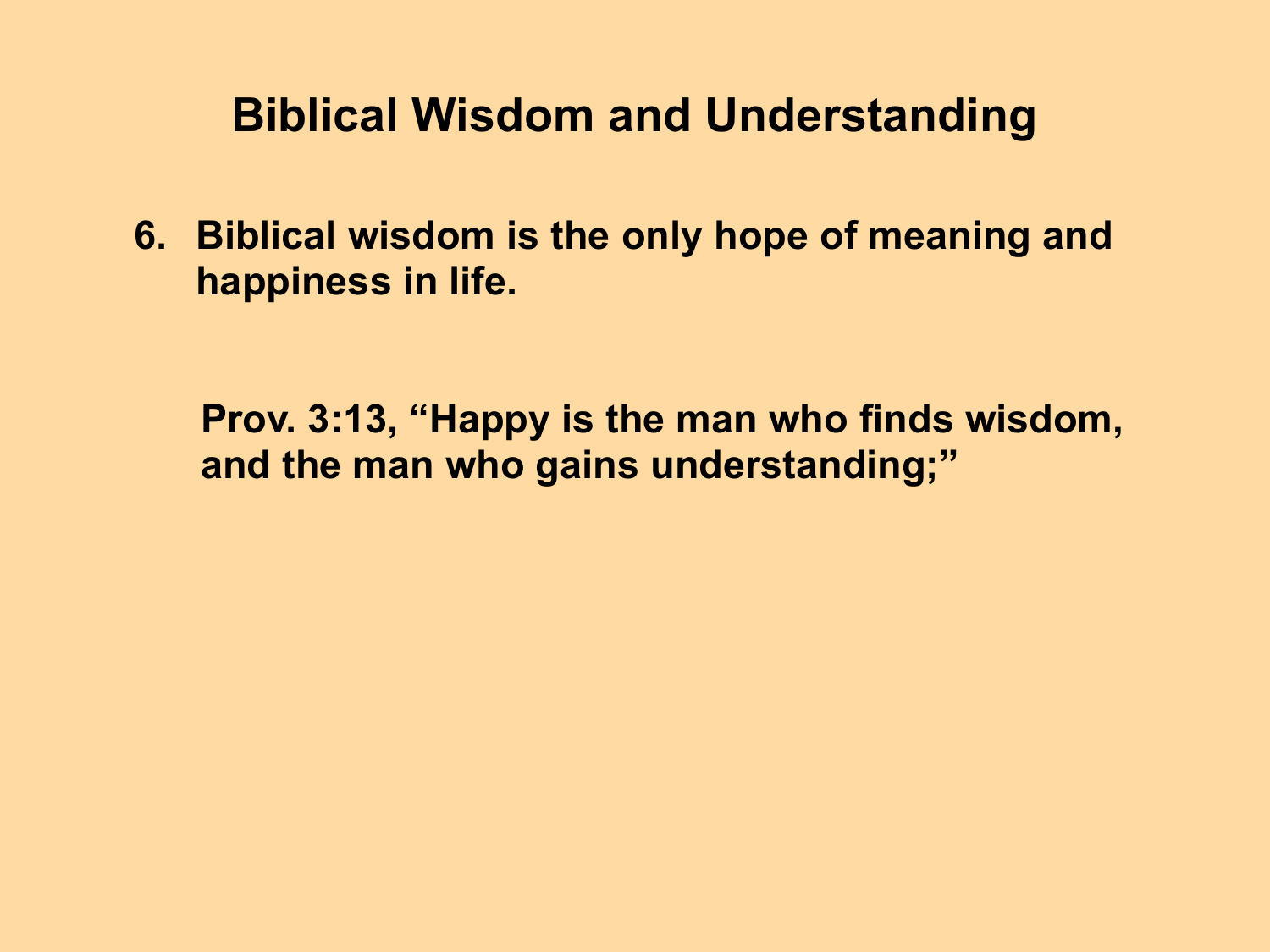# Biblical Wisdom and Understanding

6. **Biblical wisdom is the only hope of meaning and happiness in life.**

   **Prov. 3:13, "Happy is the man who finds wisdom, and the man who gains understanding;"**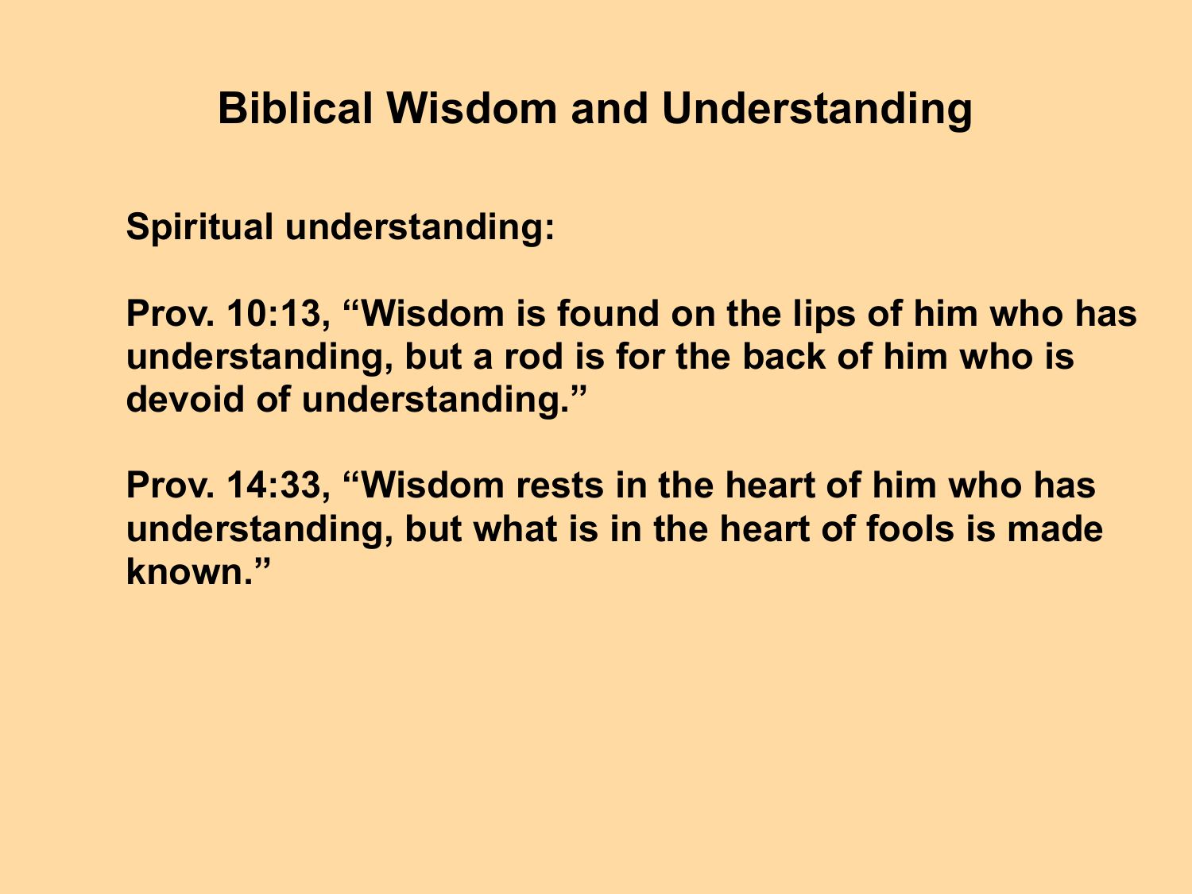# Biblical Wisdom and Understanding

**Spiritual understanding:**

**Prov. 10:13, "Wisdom is found on the lips of him who has understanding, but a rod is for the back of him who is devoid of understanding."**

**Prov. 14:33, "Wisdom rests in the heart of him who has understanding, but what is in the heart of fools is made known."**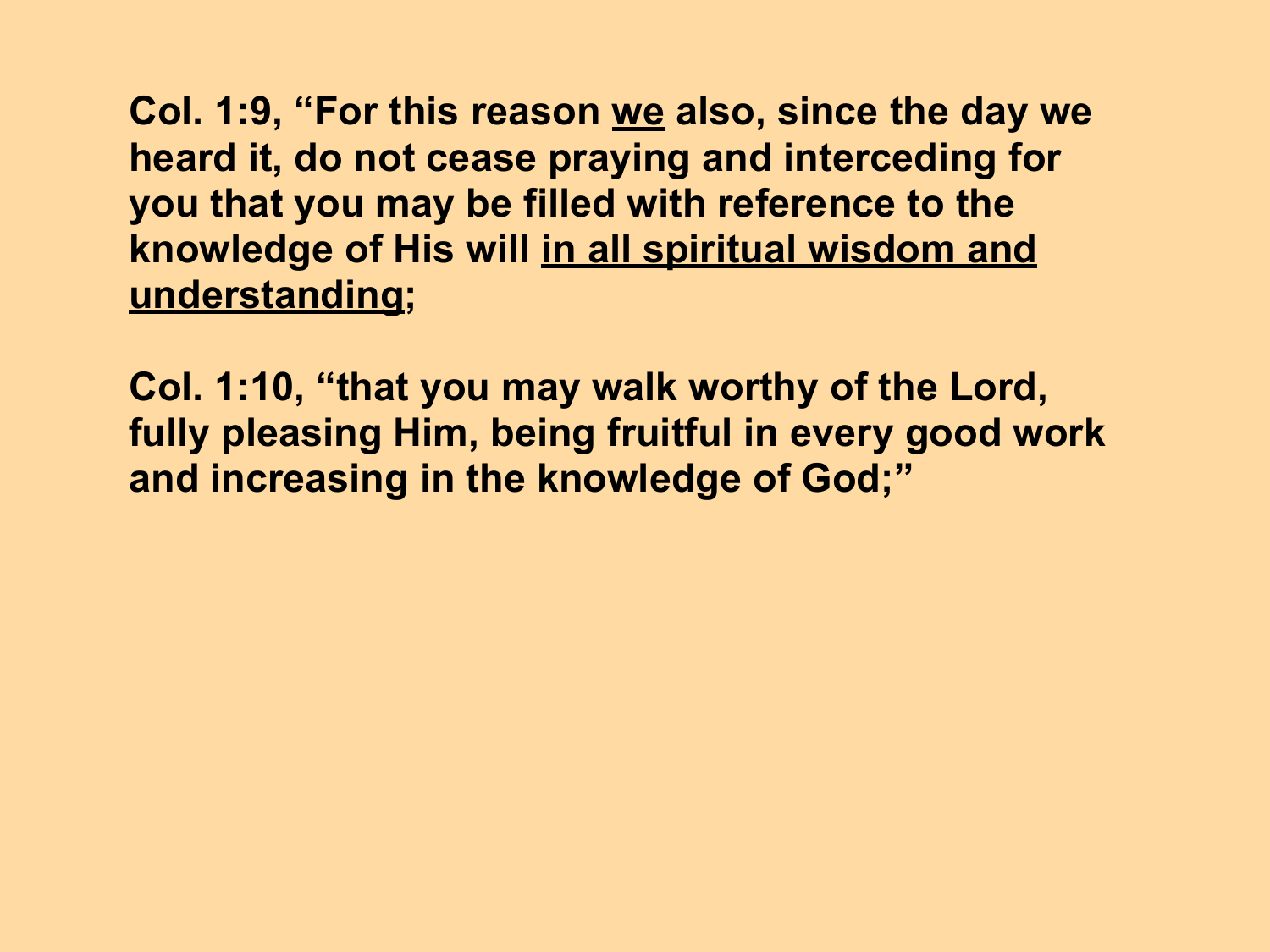**Col. 1:9, "For this reason <u>we</u> also, since the day we heard it, do not cease praying and interceding for you that you may be filled with reference to the knowledge of His will <u>in all spiritual wisdom and understanding</u>;**

**Col. 1:10, "that you may walk worthy of the Lord, fully pleasing Him, being fruitful in every good work and increasing in the knowledge of God;"**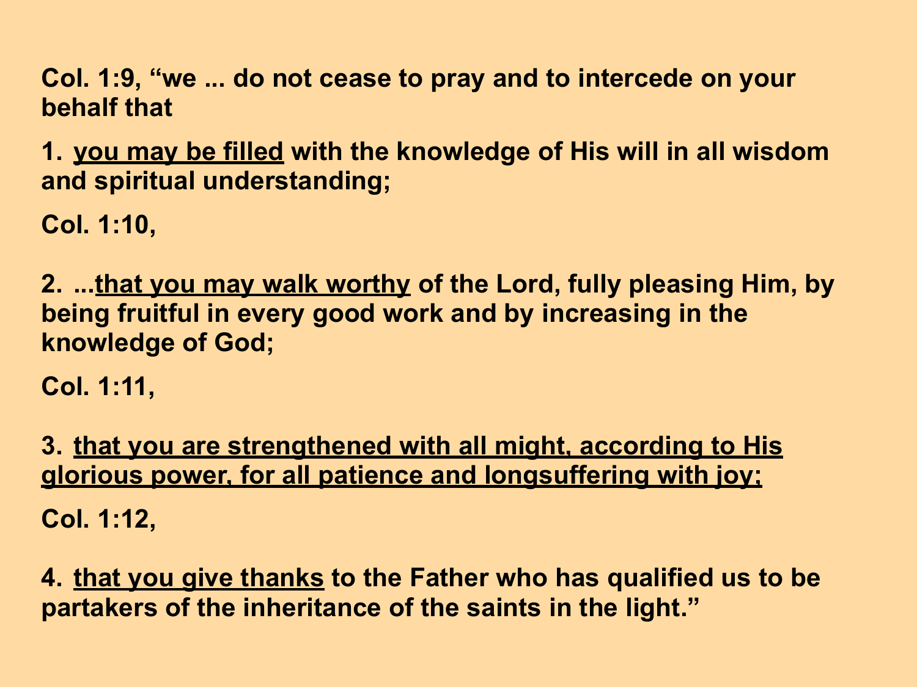**Col. 1:9, “we ... do not cease to pray and to intercede on your behalf that**

**1. <u>you may be filled</u> with the knowledge of His will in all wisdom and spiritual understanding;**

**Col. 1:10,**

**2. ...<u>that you may walk worthy</u> of the Lord, fully pleasing Him, by being fruitful in every good work and by increasing in the knowledge of God;**

**Col. 1:11,**

**3. <u>that you are strengthened with all might, according to His glorious power, for all patience and longsuffering with joy;</u>**

**Col. 1:12,**

**4. <u>that you give thanks</u> to the Father who has qualified us to be partakers of the inheritance of the saints in the light.”**